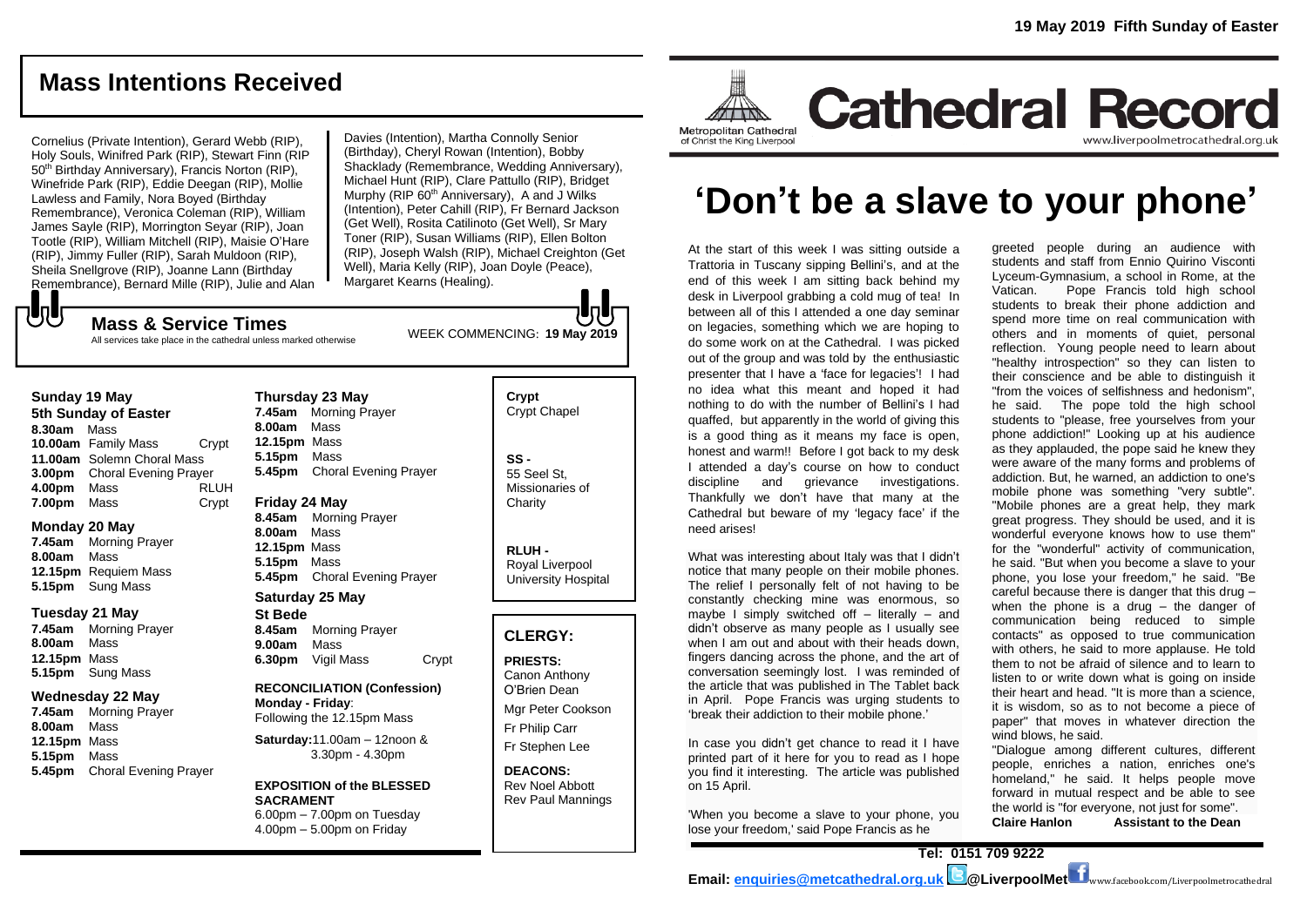19 May 2019 Fifth Sunday of Easter

# Cathedral Record

Metropolitan Cathedral of Christ the King Liverpool

www.liverpoolmetrocathedral.org.uk

## Mass Intentions Received

Cornelius (Private Intention), Gerard Webb (RIP), Holy Souls, Winifred Park (RIP), Stewart Finn (RIP 50th Birthday Anniversary), Francis Norton (RIP), Winefride Park (RIP), Eddie Deegan (RIP), Mollie Lawless and Family, Nora Boyed (Birthday Remembrance), Veronica Coleman (RIP), William James Sayle (RIP), Morrington Seyar (RIP), Joan Tootle (RIP), William Mitchell (RIP), Maisie O'Hare (RIP), Jimmy Fuller (RIP), Sarah Muldoon (RIP), Sheila Snellgrove (RIP), Joanne Lann (Birthday Remembrance), Bernard Mille (RIP), Julie and Alan Davies (Intention), Martha Connolly Senior (Birthday), Cheryl Rowan (Intention), Bobby Shacklady (Remembrance, Wedding Anniversary), Michael Hunt (RIP), Clare Pattullo (RIP), Bridget Murphy (RIP 60th Anniversary), A and J Wilks (Intention), Peter Cahill (RIP), Fr Bernard Jackson (Get Well), Rosita Catilinoto (Get Well), Sr Mary Toner (RIP), Susan Williams (RIP), Ellen Bolton (RIP), Joseph Walsh (RIP), Michael Creighton (Get Well), Maria Kelly (RIP), Joan Doyle (Peace), Margaret Kearns (Healing).

## Mass & Service Times

All services take place in the cathedral unless marked otherwise

WEEK COMMENCING: **19 May 2019**

**Sunday 19 May**
**5th Sunday of Easter**
- **8.30am** Mass
- **10.00am** Family Mass — Crypt
- **11.00am** Solemn Choral Mass
- **3.00pm** Choral Evening Prayer
- **4.00pm** Mass — RLUH
- **7.00pm** Mass — Crypt

**Monday 20 May**
- **7.45am** Morning Prayer
- **8.00am** Mass
- **12.15pm** Requiem Mass
- **5.15pm** Sung Mass

**Tuesday 21 May**
- **7.45am** Morning Prayer
- **8.00am** Mass
- **12.15pm** Mass
- **5.15pm** Sung Mass

**Wednesday 22 May**
- **7.45am** Morning Prayer
- **8.00am** Mass
- **12.15pm** Mass
- **5.15pm** Mass
- **5.45pm** Choral Evening Prayer

**Thursday 23 May**
- **7.45am** Morning Prayer
- **8.00am** Mass
- **12.15pm** Mass
- **5.15pm** Mass
- **5.45pm** Choral Evening Prayer

**Friday 24 May**
- **8.45am** Morning Prayer
- **8.00am** Mass
- **12.15pm** Mass
- **5.15pm** Mass
- **5.45pm** Choral Evening Prayer

**Saturday 25 May**
**St Bede**
- **8.45am** Morning Prayer
- **9.00am** Mass
- **6.30pm** Vigil Mass — Crypt

**RECONCILIATION (Confession)**
**Monday - Friday**: Following the 12.15pm Mass

**Saturday:** 11.00am – 12noon & 3.30pm - 4.30pm

**EXPOSITION of the BLESSED SACRAMENT**
6.00pm – 7.00pm on Tuesday
4.00pm – 5.00pm on Friday

**Crypt** Crypt Chapel

**SS -** 55 Seel St, Missionaries of Charity

**RLUH -** Royal Liverpool University Hospital

## CLERGY:

**PRIESTS:**
Canon Anthony O'Brien Dean
Mgr Peter Cookson
Fr Philip Carr
Fr Stephen Lee

**DEACONS:**
Rev Noel Abbott
Rev Paul Mannings

# 'Don't be a slave to your phone'

At the start of this week I was sitting outside a Trattoria in Tuscany sipping Bellini's, and at the end of this week I am sitting back behind my desk in Liverpool grabbing a cold mug of tea! In between all of this I attended a one day seminar on legacies, something which we are hoping to do some work on at the Cathedral. I was picked out of the group and was told by the enthusiastic presenter that I have a 'face for legacies'! I had no idea what this meant and hoped it had nothing to do with the number of Bellini's I had quaffed, but apparently in the world of giving this is a good thing as it means my face is open, honest and warm!! Before I got back to my desk I attended a day's course on how to conduct discipline and grievance investigations. Thankfully we don't have that many at the Cathedral but beware of my 'legacy face' if the need arises!

What was interesting about Italy was that I didn't notice that many people on their mobile phones. The relief I personally felt of not having to be constantly checking mine was enormous, so maybe I simply switched off – literally – and didn't observe as many people as I usually see when I am out and about with their heads down, fingers dancing across the phone, and the art of conversation seemingly lost. I was reminded of the article that was published in The Tablet back in April. Pope Francis was urging students to 'break their addiction to their mobile phone.'

In case you didn't get chance to read it I have printed part of it here for you to read as I hope you find it interesting. The article was published on 15 April.

'When you become a slave to your phone, you lose your freedom,' said Pope Francis as he greeted people during an audience with students and staff from Ennio Quirino Visconti Lyceum-Gymnasium, a school in Rome, at the Vatican. Pope Francis told high school students to break their phone addiction and spend more time on real communication with others and in moments of quiet, personal reflection. Young people need to learn about "healthy introspection" so they can listen to their conscience and be able to distinguish it "from the voices of selfishness and hedonism", he said. The pope told the high school students to "please, free yourselves from your phone addiction!" Looking up at his audience as they applauded, the pope said he knew they were aware of the many forms and problems of addiction. But, he warned, an addiction to one's mobile phone was something "very subtle". "Mobile phones are a great help, they mark great progress. They should be used, and it is wonderful everyone knows how to use them" for the "wonderful" activity of communication, he said. "But when you become a slave to your phone, you lose your freedom," he said. "Be careful because there is danger that this drug – when the phone is a drug – the danger of communication being reduced to simple contacts" as opposed to true communication with others, he said to more applause. He told them to not be afraid of silence and to learn to listen to or write down what is going on inside their heart and head. "It is more than a science, it is wisdom, so as to not become a piece of paper" that moves in whatever direction the wind blows, he said.

"Dialogue among different cultures, different people, enriches a nation, enriches one's homeland," he said. It helps people move forward in mutual respect and be able to see the world is "for everyone, not just for some".

**Claire Hanlon — Assistant to the Dean**

**Tel: 0151 709 9222**

**Email: enquiries@metcathedral.org.uk @LiverpoolMet** www.facebook.com/Liverpoolmetrocathedral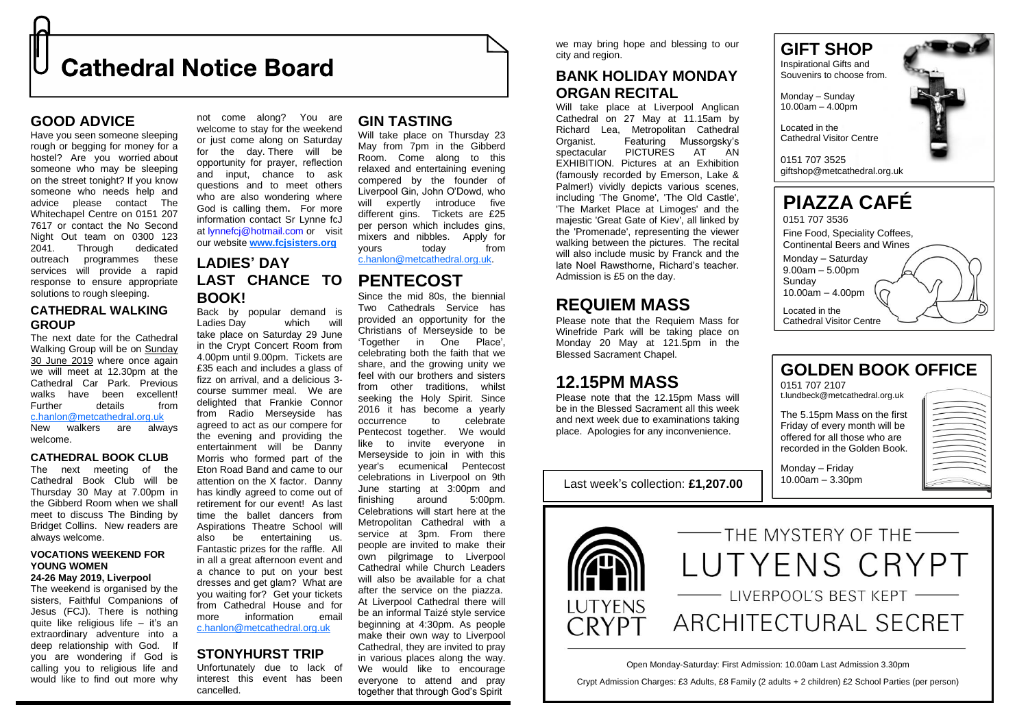# Cathedral Notice Board

## GOOD ADVICE

Have you seen someone sleeping rough or begging for money for a hostel? Are you worried about someone who may be sleeping on the street tonight? If you know someone who needs help and advice please contact The Whitechapel Centre on 0151 207 7617 or contact the No Second Night Out team on 0300 123 2041. Through dedicated outreach programmes these services will provide a rapid response to ensure appropriate solutions to rough sleeping.

### CATHEDRAL WALKING GROUP

The next date for the Cathedral Walking Group will be on Sunday 30 June 2019 where once again we will meet at 12.30pm at the Cathedral Car Park. Previous walks have been excellent! Further details from c.hanlon@metcathedral.org.uk New walkers are always welcome.

### CATHEDRAL BOOK CLUB

The next meeting of the Cathedral Book Club will be Thursday 30 May at 7.00pm in the Gibberd Room when we shall meet to discuss The Binding by Bridget Collins. New readers are always welcome.

#### VOCATIONS WEEKEND FOR YOUNG WOMEN

**24-26 May 2019, Liverpool**

The weekend is organised by the sisters, Faithful Companions of Jesus (FCJ). There is nothing quite like religious life – it's an extraordinary adventure into a deep relationship with God. If you are wondering if God is calling you to religious life and would like to find out more why not come along? You are welcome to stay for the weekend or just come along on Saturday for the day. There will be opportunity for prayer, reflection and input, chance to ask questions and to meet others who are also wondering where God is calling them**.** For more information contact Sr Lynne fcJ at lynnefcj@hotmail.com or visit our website **www.fcjsisters.org**

## LADIES' DAY LAST CHANCE TO BOOK!

Back by popular demand is Ladies Day which will take place on Saturday 29 June in the Crypt Concert Room from 4.00pm until 9.00pm. Tickets are £35 each and includes a glass of fizz on arrival, and a delicious 3-course summer meal. We are delighted that Frankie Connor from Radio Merseyside has agreed to act as our compere for the evening and providing the entertainment will be Danny Morris who formed part of the Eton Road Band and came to our attention on the X factor. Danny has kindly agreed to come out of retirement for our event! As last time the ballet dancers from Aspirations Theatre School will also be entertaining us. Fantastic prizes for the raffle. All in all a great afternoon event and a chance to put on your best dresses and get glam? What are you waiting for? Get your tickets from Cathedral House and for more information email c.hanlon@metcathedral.org.uk

### STONYHURST TRIP

Unfortunately due to lack of interest this event has been cancelled.

## GIN TASTING

Will take place on Thursday 23 May from 7pm in the Gibberd Room. Come along to this relaxed and entertaining evening compered by the founder of Liverpool Gin, John O'Dowd, who will expertly introduce five different gins. Tickets are £25 per person which includes gins, mixers and nibbles. Apply for yours today from c.hanlon@metcathedral.org.uk.

## PENTECOST

Since the mid 80s, the biennial Two Cathedrals Service has provided an opportunity for the Christians of Merseyside to be 'Together in One Place', celebrating both the faith that we share, and the growing unity we feel with our brothers and sisters from other traditions, whilst seeking the Holy Spirit. Since 2016 it has become a yearly occurrence to celebrate Pentecost together. We would like to invite everyone in Merseyside to join in with this year's ecumenical Pentecost celebrations in Liverpool on 9th June starting at 3:00pm and finishing around 5:00pm. Celebrations will start here at the Metropolitan Cathedral with a service at 3pm. From there people are invited to make their own pilgrimage to Liverpool Cathedral while Church Leaders will also be available for a chat after the service on the piazza. At Liverpool Cathedral there will be an informal Taizé style service beginning at 4:30pm. As people make their own way to Liverpool Cathedral, they are invited to pray in various places along the way. We would like to encourage everyone to attend and pray together that through God's Spirit we may bring hope and blessing to our city and region.

## BANK HOLIDAY MONDAY ORGAN RECITAL

Will take place at Liverpool Anglican Cathedral on 27 May at 11.15am by Richard Lea, Metropolitan Cathedral Organist. Featuring Mussorgsky's spectacular PICTURES AT AN EXHIBITION. Pictures at an Exhibition (famously recorded by Emerson, Lake & Palmer!) vividly depicts various scenes, including 'The Gnome', 'The Old Castle', 'The Market Place at Limoges' and the majestic 'Great Gate of Kiev', all linked by the 'Promenade', representing the viewer walking between the pictures. The recital will also include music by Franck and the late Noel Rawsthorne, Richard's teacher. Admission is £5 on the day.

## REQUIEM MASS

Please note that the Requiem Mass for Winefride Park will be taking place on Monday 20 May at 121.5pm in the Blessed Sacrament Chapel.

## 12.15PM MASS

Please note that the 12.15pm Mass will be in the Blessed Sacrament all this week and next week due to examinations taking place. Apologies for any inconvenience.

Last week's collection: **£1,207.00**

## GIFT SHOP

Inspirational Gifts and Souvenirs to choose from.

Monday – Sunday
10.00am – 4.00pm

Located in the Cathedral Visitor Centre

0151 707 3525
giftshop@metcathedral.org.uk

## PIAZZA CAFÉ

0151 707 3536

Fine Food, Speciality Coffees, Continental Beers and Wines

Monday – Saturday
9.00am – 5.00pm
Sunday
10.00am – 4.00pm

Located in the Cathedral Visitor Centre

## GOLDEN BOOK OFFICE

0151 707 2107
t.lundbeck@metcathedral.org.uk

The 5.15pm Mass on the first Friday of every month will be offered for all those who are recorded in the Golden Book.

Monday – Friday
10.00am – 3.30pm

THE MYSTERY OF THE
LUTYENS CRYPT
LIVERPOOL'S BEST KEPT
ARCHITECTURAL SECRET

Open Monday-Saturday: First Admission: 10.00am Last Admission 3.30pm

Crypt Admission Charges: £3 Adults, £8 Family (2 adults + 2 children) £2 School Parties (per person)